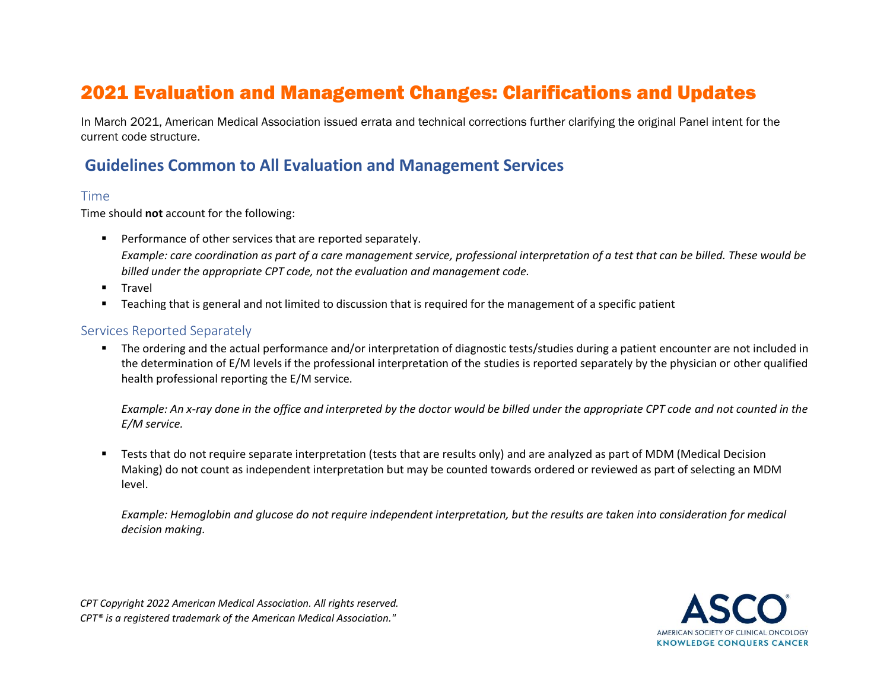# 2021 Evaluation and Management Changes: Clarifications and Updates

In March 2021, American Medical Association issued errata and technical corrections further clarifying the original Panel intent for the current code structure.

## Guidelines Common to All Evaluation and Management Services

### Time

Time should **not** account for the following:

- Performance of other services that are reported separately.
  *Example: care coordination as part of a care management service, professional interpretation of a test that can be billed. These would be billed under the appropriate CPT code, not the evaluation and management code.*
- Travel
- Teaching that is general and not limited to discussion that is required for the management of a specific patient

### Services Reported Separately

- The ordering and the actual performance and/or interpretation of diagnostic tests/studies during a patient encounter are not included in the determination of E/M levels if the professional interpretation of the studies is reported separately by the physician or other qualified health professional reporting the E/M service.

  *Example: An x-ray done in the office and interpreted by the doctor would be billed under the appropriate CPT code and not counted in the E/M service.*

- Tests that do not require separate interpretation (tests that are results only) and are analyzed as part of MDM (Medical Decision Making) do not count as independent interpretation but may be counted towards ordered or reviewed as part of selecting an MDM level.

  *Example: Hemoglobin and glucose do not require independent interpretation, but the results are taken into consideration for medical decision making.*

*CPT Copyright 2022 American Medical Association. All rights reserved.*
*CPT® is a registered trademark of the American Medical Association."*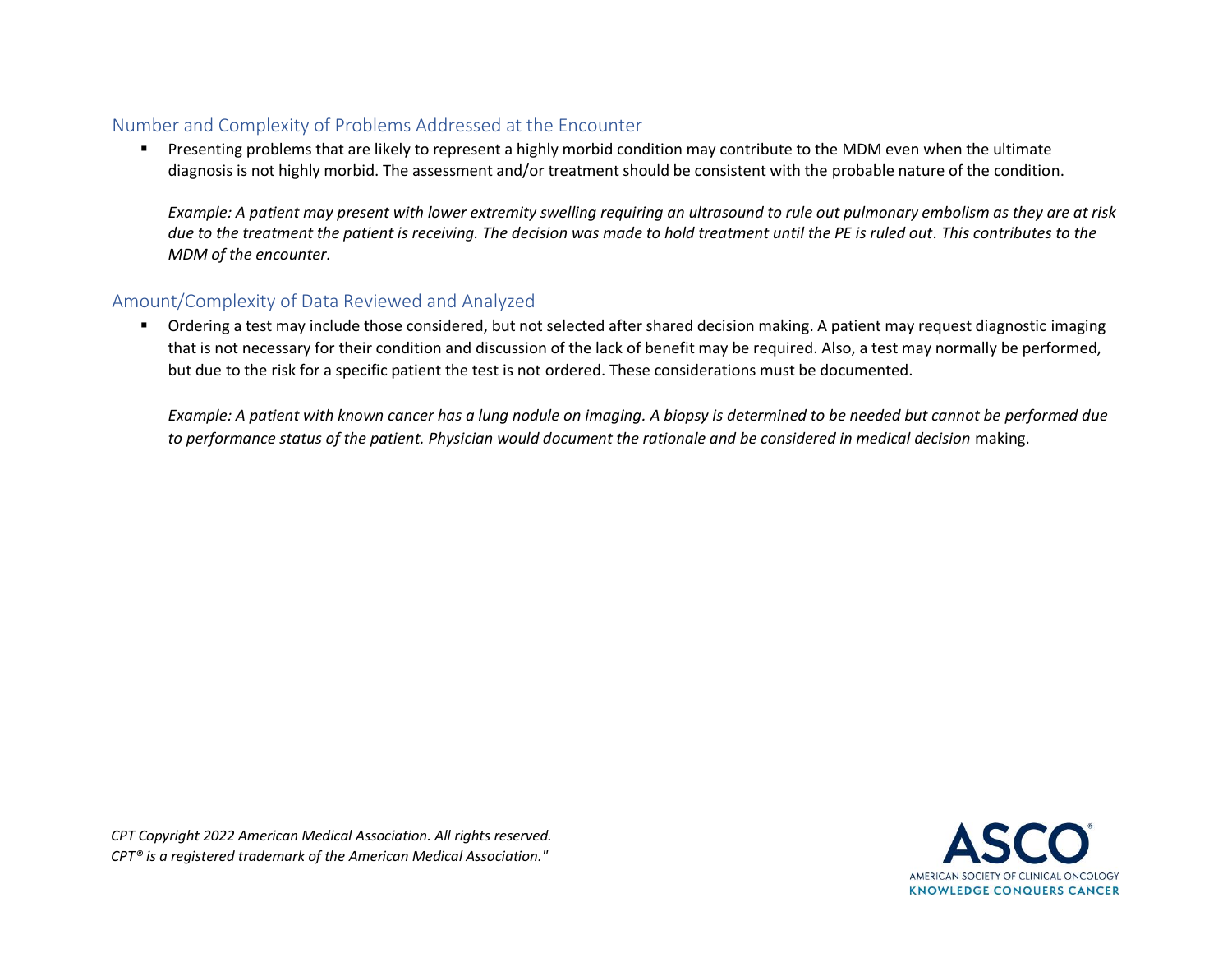## Number and Complexity of Problems Addressed at the Encounter

- Presenting problems that are likely to represent a highly morbid condition may contribute to the MDM even when the ultimate diagnosis is not highly morbid. The assessment and/or treatment should be consistent with the probable nature of the condition.

  *Example: A patient may present with lower extremity swelling requiring an ultrasound to rule out pulmonary embolism as they are at risk due to the treatment the patient is receiving. The decision was made to hold treatment until the PE is ruled out. This contributes to the MDM of the encounter.*

## Amount/Complexity of Data Reviewed and Analyzed

- Ordering a test may include those considered, but not selected after shared decision making. A patient may request diagnostic imaging that is not necessary for their condition and discussion of the lack of benefit may be required. Also, a test may normally be performed, but due to the risk for a specific patient the test is not ordered. These considerations must be documented.

  *Example: A patient with known cancer has a lung nodule on imaging. A biopsy is determined to be needed but cannot be performed due to performance status of the patient. Physician would document the rationale and be considered in medical decision* making.

*CPT Copyright 2022 American Medical Association. All rights reserved.*
*CPT® is a registered trademark of the American Medical Association."*

ASCO® AMERICAN SOCIETY OF CLINICAL ONCOLOGY KNOWLEDGE CONQUERS CANCER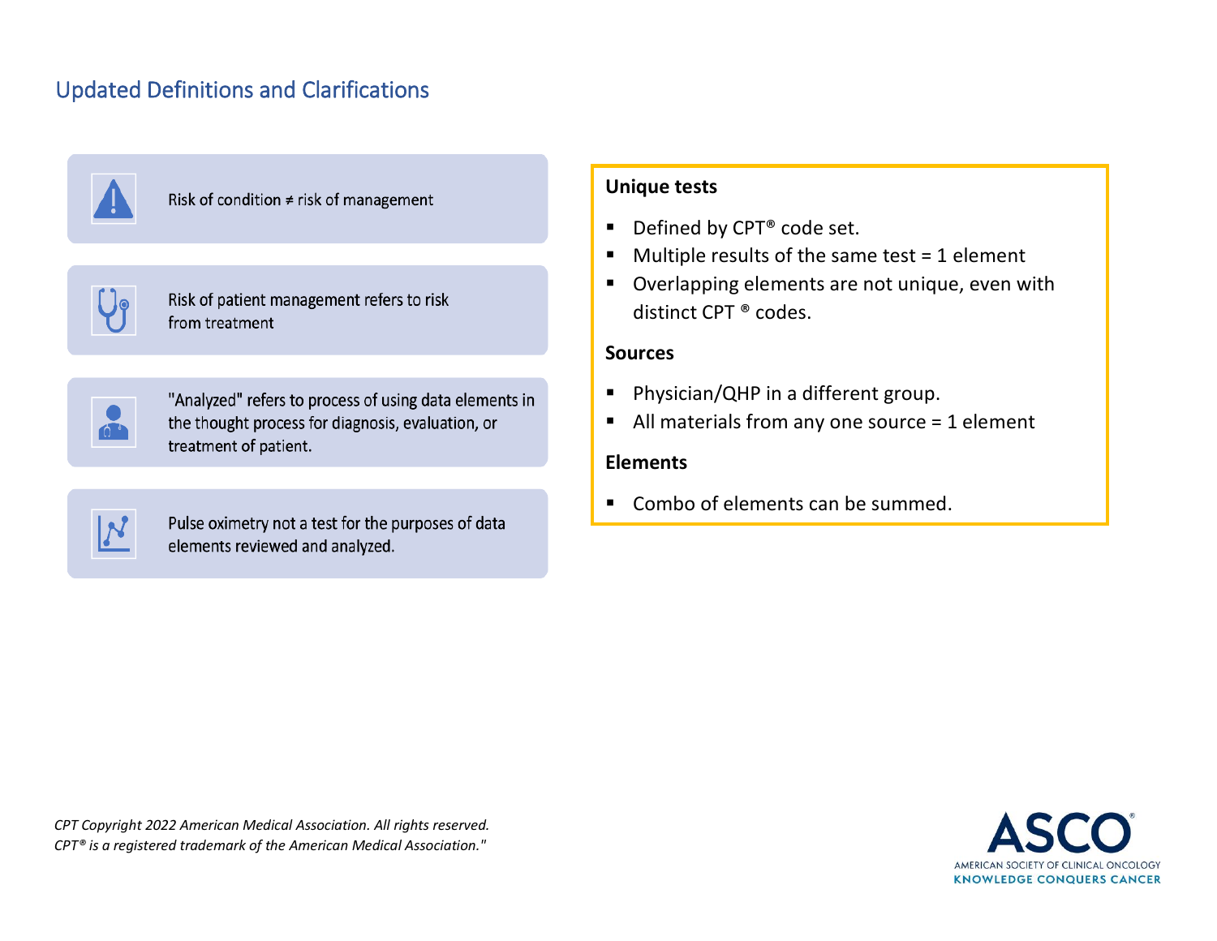## Updated Definitions and Clarifications

Risk of condition ≠ risk of management

Risk of patient management refers to risk from treatment

"Analyzed" refers to process of using data elements in the thought process for diagnosis, evaluation, or treatment of patient.

Pulse oximetry not a test for the purposes of data elements reviewed and analyzed.

**Unique tests**

- Defined by CPT® code set.
- Multiple results of the same test = 1 element
- Overlapping elements are not unique, even with distinct CPT ® codes.

**Sources**

- Physician/QHP in a different group.
- All materials from any one source = 1 element

**Elements**

- Combo of elements can be summed.

*CPT Copyright 2022 American Medical Association. All rights reserved.*
*CPT® is a registered trademark of the American Medical Association."*

ASCO® AMERICAN SOCIETY OF CLINICAL ONCOLOGY KNOWLEDGE CONQUERS CANCER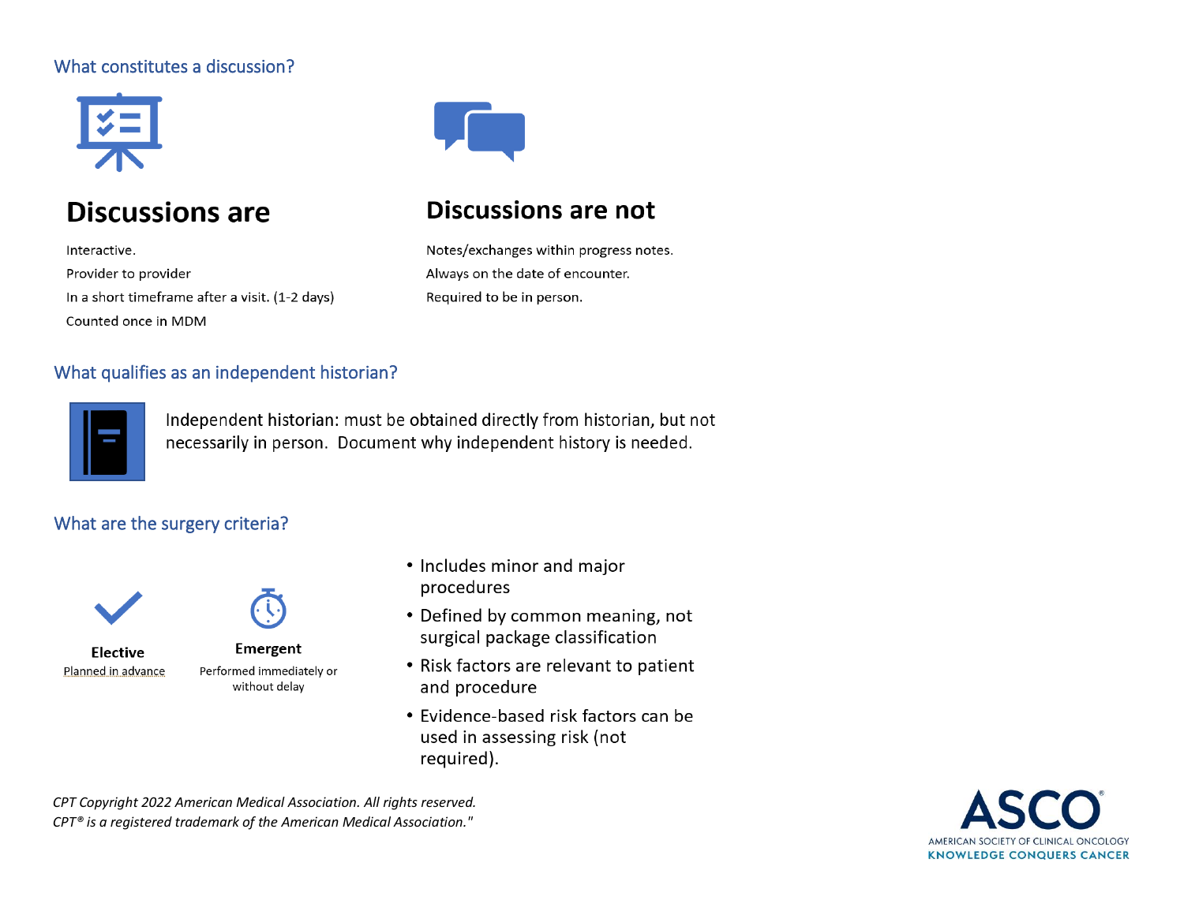## What constitutes a discussion?

### Discussions are

Interactive.

Provider to provider

In a short timeframe after a visit. (1-2 days)

Counted once in MDM

### Discussions are not

Notes/exchanges within progress notes.

Always on the date of encounter.

Required to be in person.

## What qualifies as an independent historian?

Independent historian: must be obtained directly from historian, but not necessarily in person. Document why independent history is needed.

## What are the surgery criteria?

**Elective**
Planned in advance

**Emergent**
Performed immediately or without delay

- Includes minor and major procedures
- Defined by common meaning, not surgical package classification
- Risk factors are relevant to patient and procedure
- Evidence-based risk factors can be used in assessing risk (not required).

*CPT Copyright 2022 American Medical Association. All rights reserved.*
*CPT® is a registered trademark of the American Medical Association."*

ASCO®
AMERICAN SOCIETY OF CLINICAL ONCOLOGY
KNOWLEDGE CONQUERS CANCER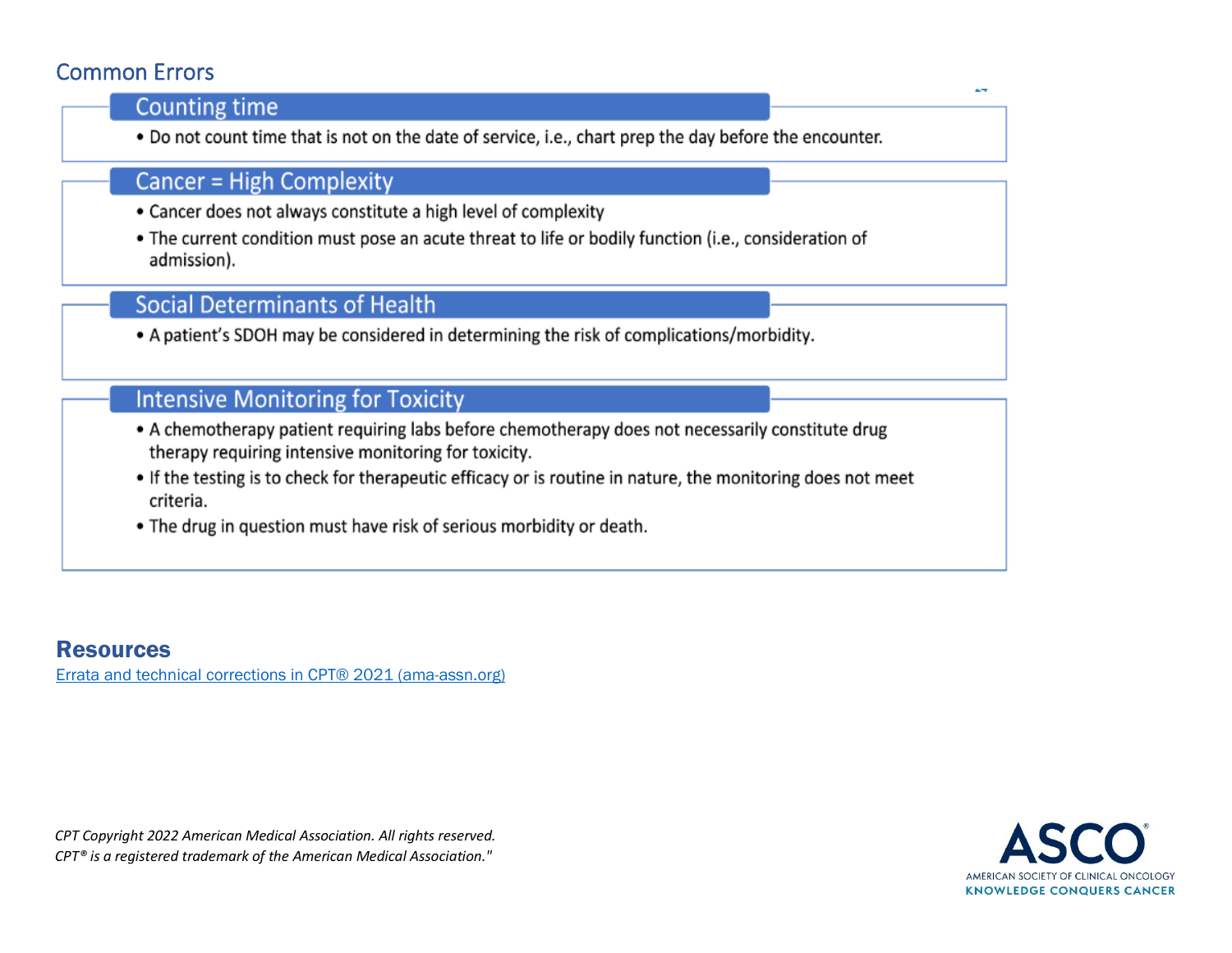## Common Errors

### Counting time

- Do not count time that is not on the date of service, i.e., chart prep the day before the encounter.

### Cancer = High Complexity

- Cancer does not always constitute a high level of complexity
- The current condition must pose an acute threat to life or bodily function (i.e., consideration of admission).

### Social Determinants of Health

- A patient's SDOH may be considered in determining the risk of complications/morbidity.

### Intensive Monitoring for Toxicity

- A chemotherapy patient requiring labs before chemotherapy does not necessarily constitute drug therapy requiring intensive monitoring for toxicity.
- If the testing is to check for therapeutic efficacy or is routine in nature, the monitoring does not meet criteria.
- The drug in question must have risk of serious morbidity or death.

## Resources

[Errata and technical corrections in CPT® 2021 (ama-assn.org)](https://www.ama-assn.org)

*CPT Copyright 2022 American Medical Association. All rights reserved.*
*CPT® is a registered trademark of the American Medical Association."*

ASCO®
AMERICAN SOCIETY OF CLINICAL ONCOLOGY
KNOWLEDGE CONQUERS CANCER